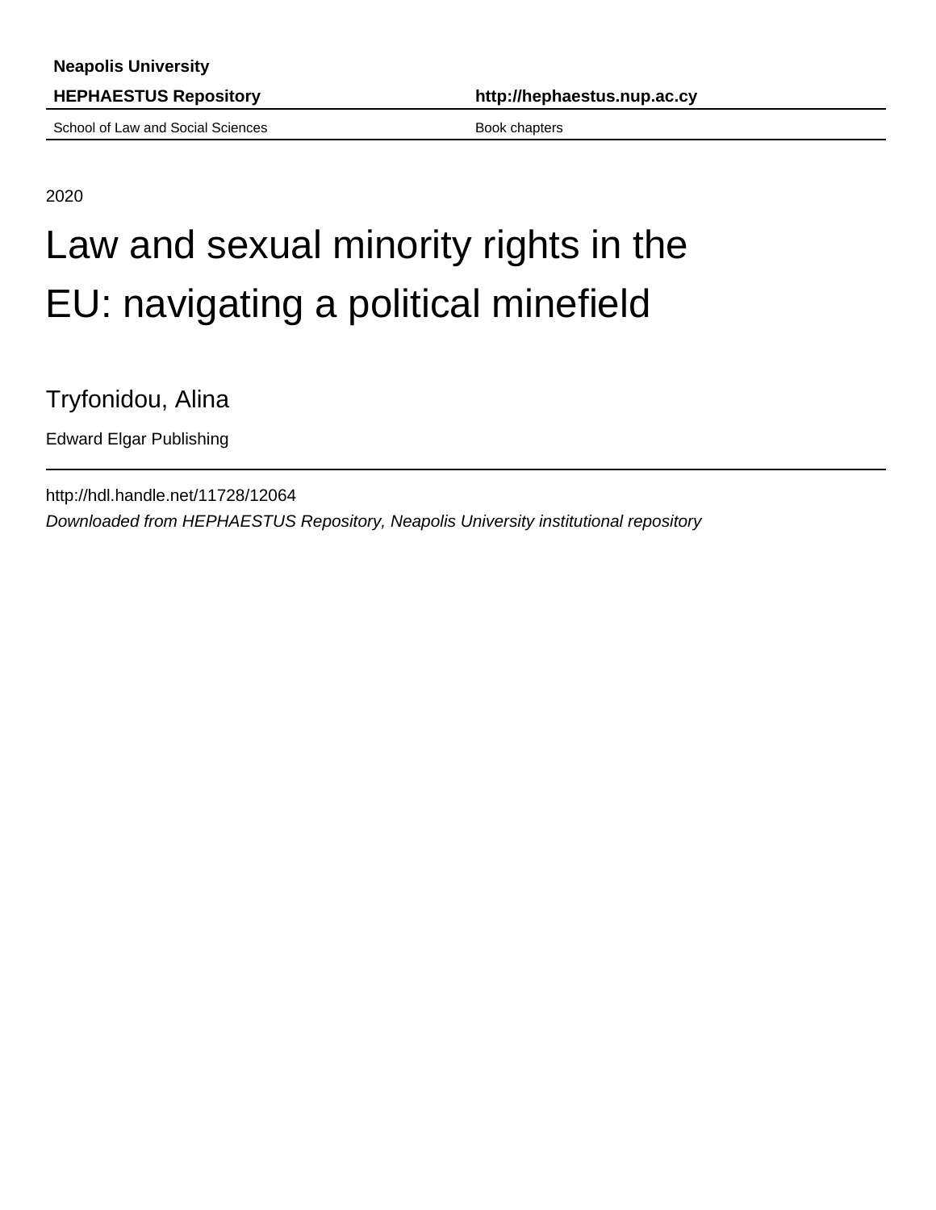**Neapolis University**

**HEPHAESTUS Repository** | **http://hephaestus.nup.ac.cy**

School of Law and Social Sciences | Book chapters

2020

# Law and sexual minority rights in the EU: navigating a political minefield

Tryfonidou, Alina

Edward Elgar Publishing

http://hdl.handle.net/11728/12064

*Downloaded from HEPHAESTUS Repository, Neapolis University institutional repository*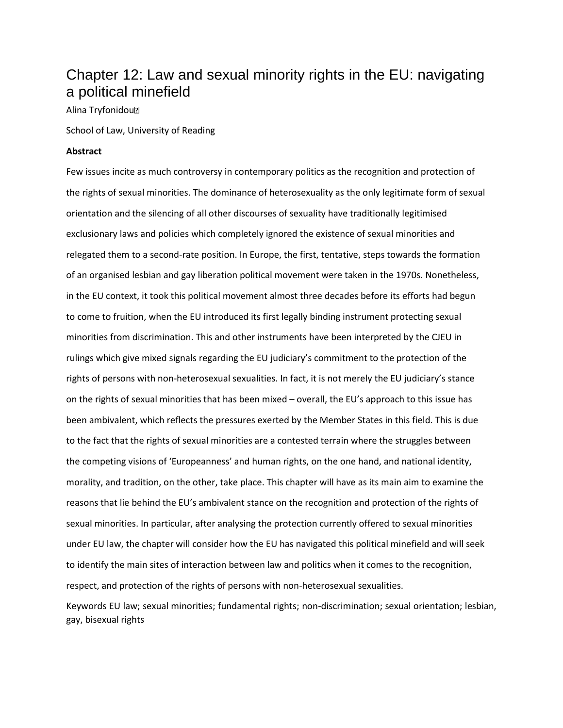# Chapter 12: Law and sexual minority rights in the EU: navigating a political minefield

Alina Tryfonidou

School of Law, University of Reading

**Abstract**

Few issues incite as much controversy in contemporary politics as the recognition and protection of the rights of sexual minorities. The dominance of heterosexuality as the only legitimate form of sexual orientation and the silencing of all other discourses of sexuality have traditionally legitimised exclusionary laws and policies which completely ignored the existence of sexual minorities and relegated them to a second-rate position. In Europe, the first, tentative, steps towards the formation of an organised lesbian and gay liberation political movement were taken in the 1970s. Nonetheless, in the EU context, it took this political movement almost three decades before its efforts had begun to come to fruition, when the EU introduced its first legally binding instrument protecting sexual minorities from discrimination. This and other instruments have been interpreted by the CJEU in rulings which give mixed signals regarding the EU judiciary's commitment to the protection of the rights of persons with non-heterosexual sexualities. In fact, it is not merely the EU judiciary's stance on the rights of sexual minorities that has been mixed – overall, the EU's approach to this issue has been ambivalent, which reflects the pressures exerted by the Member States in this field. This is due to the fact that the rights of sexual minorities are a contested terrain where the struggles between the competing visions of 'Europeanness' and human rights, on the one hand, and national identity, morality, and tradition, on the other, take place. This chapter will have as its main aim to examine the reasons that lie behind the EU's ambivalent stance on the recognition and protection of the rights of sexual minorities. In particular, after analysing the protection currently offered to sexual minorities under EU law, the chapter will consider how the EU has navigated this political minefield and will seek to identify the main sites of interaction between law and politics when it comes to the recognition, respect, and protection of the rights of persons with non-heterosexual sexualities.

Keywords EU law; sexual minorities; fundamental rights; non-discrimination; sexual orientation; lesbian, gay, bisexual rights